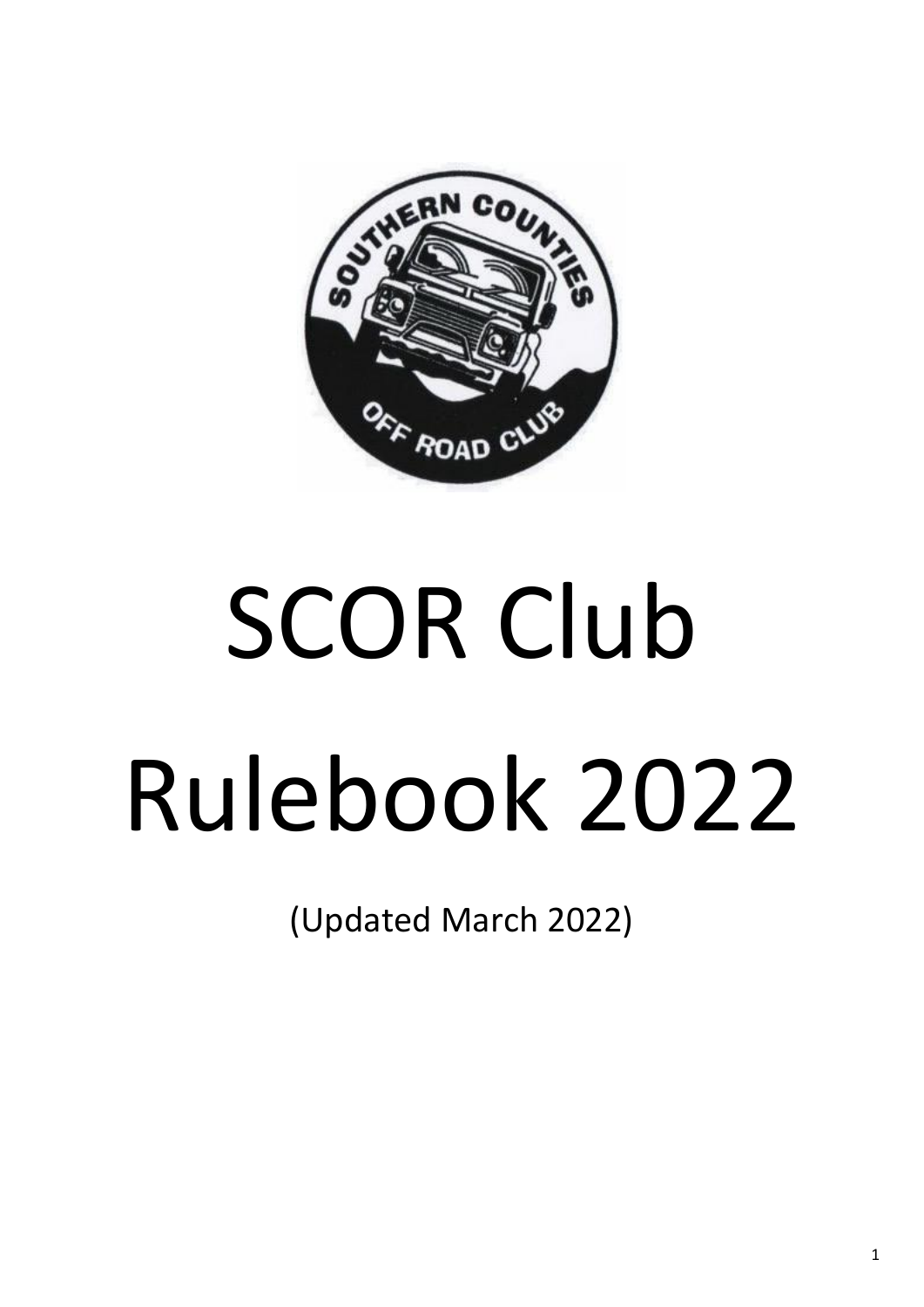# SCOR Club Rulebook 2022

(Updated March 2022)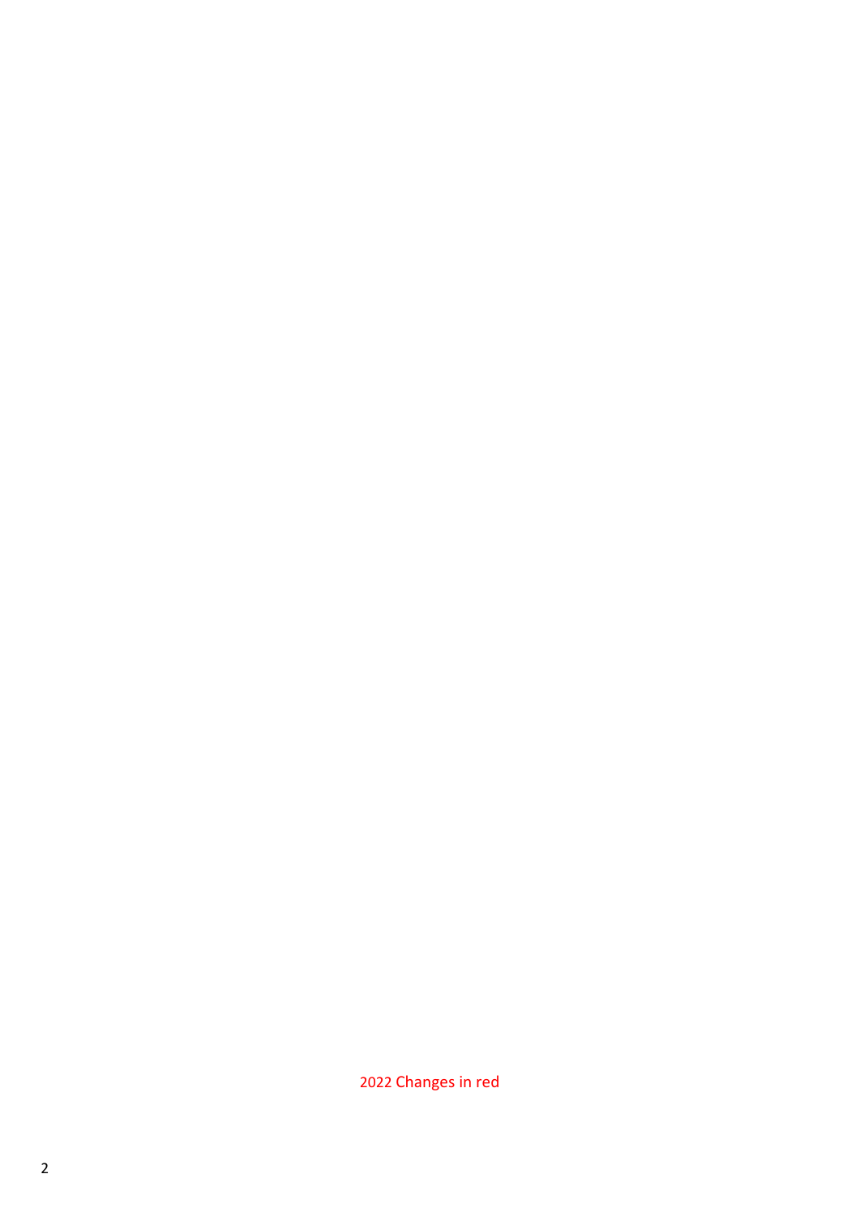2022 Changes in red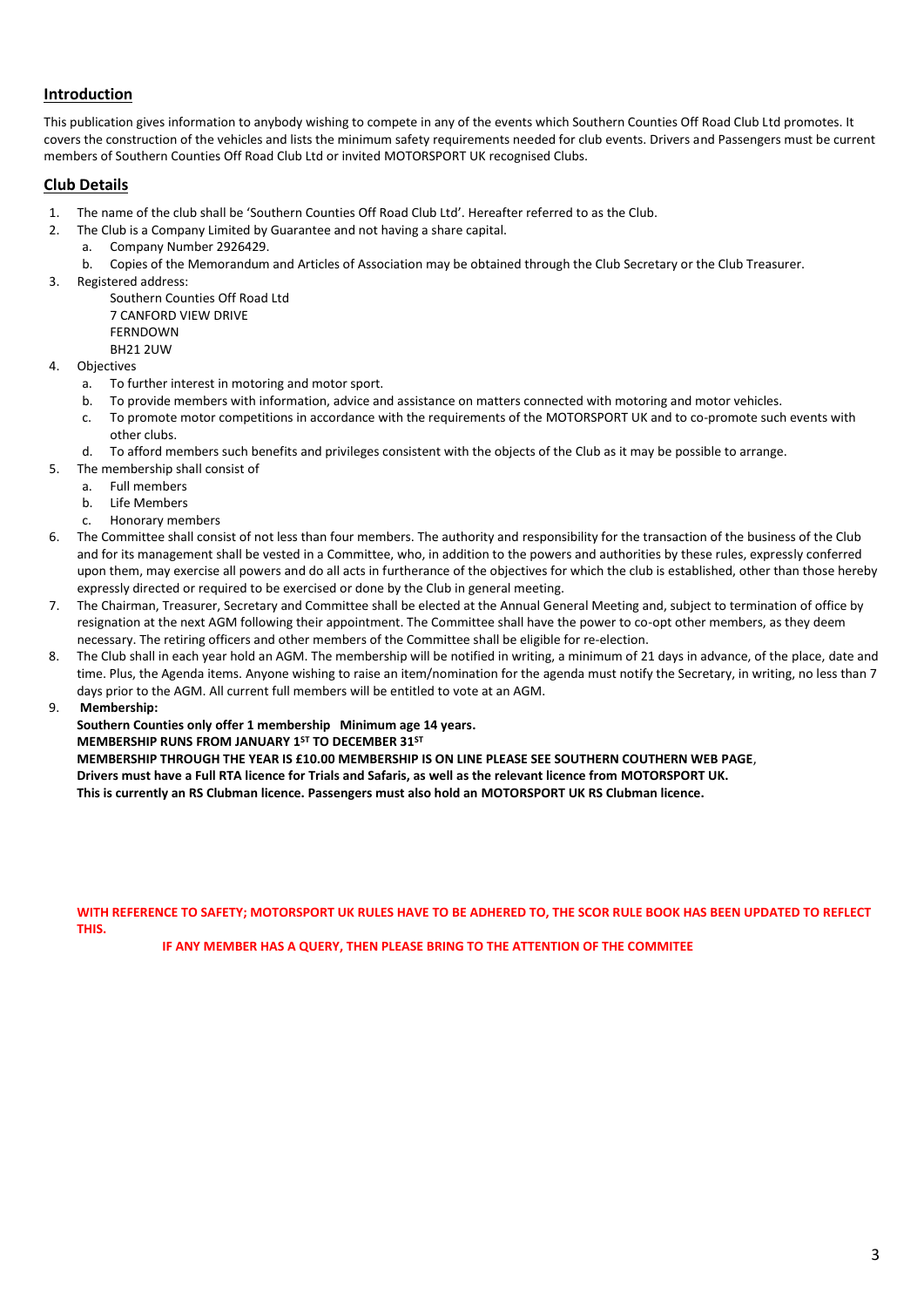## Introduction

This publication gives information to anybody wishing to compete in any of the events which Southern Counties Off Road Club Ltd promotes. It covers the construction of the vehicles and lists the minimum safety requirements needed for club events. Drivers and Passengers must be current members of Southern Counties Off Road Club Ltd or invited MOTORSPORT UK recognised Clubs.

## Club Details

1. The name of the club shall be 'Southern Counties Off Road Club Ltd'. Hereafter referred to as the Club.
2. The Club is a Company Limited by Guarantee and not having a share capital.
   a. Company Number 2926429.
   b. Copies of the Memorandum and Articles of Association may be obtained through the Club Secretary or the Club Treasurer.
3. Registered address:
   Southern Counties Off Road Ltd
   7 CANFORD VIEW DRIVE
   FERNDOWN
   BH21 2UW
4. Objectives
   a. To further interest in motoring and motor sport.
   b. To provide members with information, advice and assistance on matters connected with motoring and motor vehicles.
   c. To promote motor competitions in accordance with the requirements of the MOTORSPORT UK and to co-promote such events with other clubs.
   d. To afford members such benefits and privileges consistent with the objects of the Club as it may be possible to arrange.
5. The membership shall consist of
   a. Full members
   b. Life Members
   c. Honorary members
6. The Committee shall consist of not less than four members. The authority and responsibility for the transaction of the business of the Club and for its management shall be vested in a Committee, who, in addition to the powers and authorities by these rules, expressly conferred upon them, may exercise all powers and do all acts in furtherance of the objectives for which the club is established, other than those hereby expressly directed or required to be exercised or done by the Club in general meeting.
7. The Chairman, Treasurer, Secretary and Committee shall be elected at the Annual General Meeting and, subject to termination of office by resignation at the next AGM following their appointment. The Committee shall have the power to co-opt other members, as they deem necessary. The retiring officers and other members of the Committee shall be eligible for re-election.
8. The Club shall in each year hold an AGM. The membership will be notified in writing, a minimum of 21 days in advance, of the place, date and time. Plus, the Agenda items. Anyone wishing to raise an item/nomination for the agenda must notify the Secretary, in writing, no less than 7 days prior to the AGM. All current full members will be entitled to vote at an AGM.
9. **Membership:**

   **Southern Counties only offer 1 membership Minimum age 14 years.**
   **MEMBERSHIP RUNS FROM JANUARY 1ST TO DECEMBER 31ST**
   **MEMBERSHIP THROUGH THE YEAR IS £10.00 MEMBERSHIP IS ON LINE PLEASE SEE SOUTHERN COUTHERN WEB PAGE**,
   **Drivers must have a Full RTA licence for Trials and Safaris, as well as the relevant licence from MOTORSPORT UK.**
   **This is currently an RS Clubman licence. Passengers must also hold an MOTORSPORT UK RS Clubman licence.**

**WITH REFERENCE TO SAFETY; MOTORSPORT UK RULES HAVE TO BE ADHERED TO, THE SCOR RULE BOOK HAS BEEN UPDATED TO REFLECT THIS.**

**IF ANY MEMBER HAS A QUERY, THEN PLEASE BRING TO THE ATTENTION OF THE COMMITEE**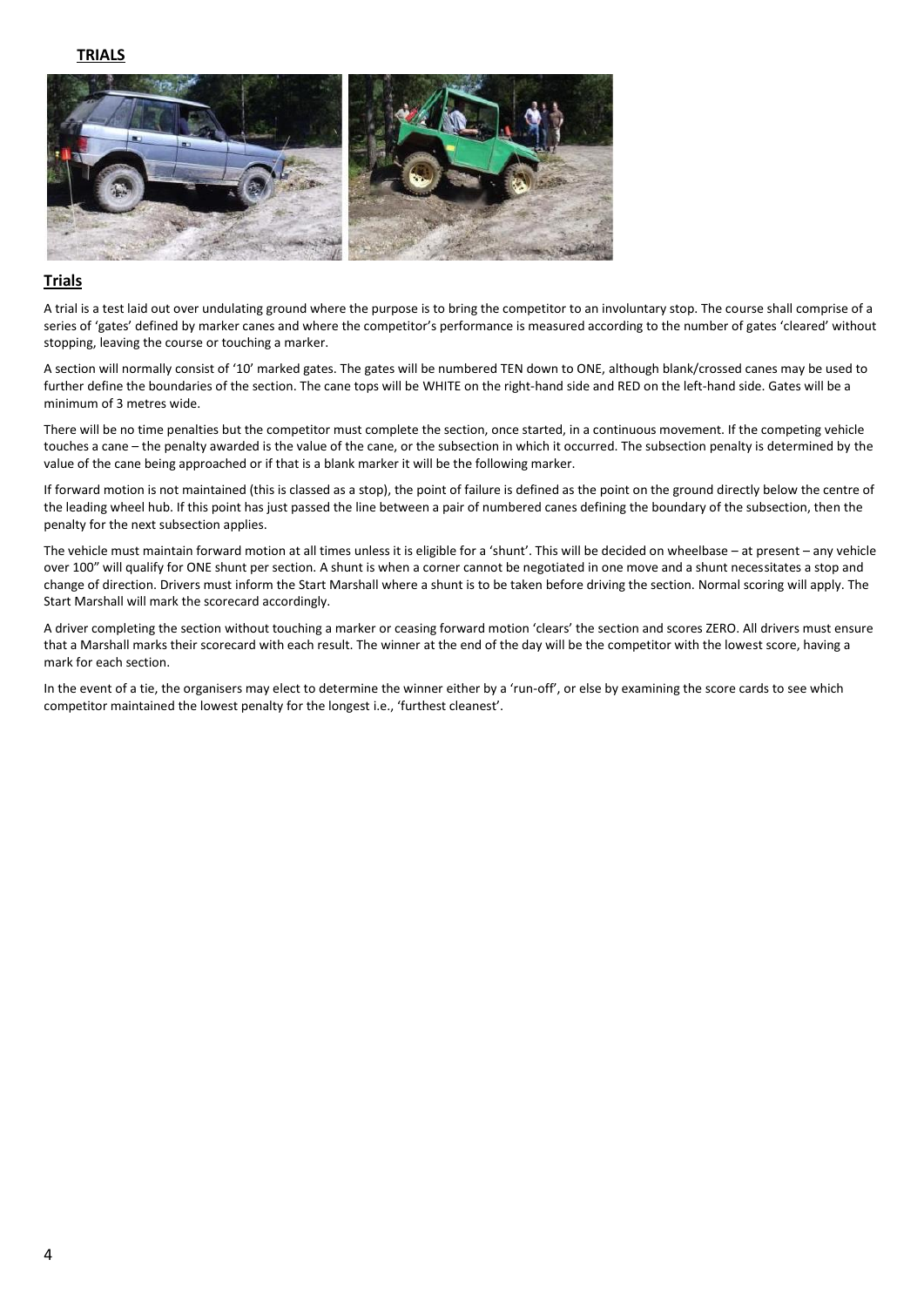**TRIALS**

## Trials

A trial is a test laid out over undulating ground where the purpose is to bring the competitor to an involuntary stop. The course shall comprise of a series of 'gates' defined by marker canes and where the competitor's performance is measured according to the number of gates 'cleared' without stopping, leaving the course or touching a marker.

A section will normally consist of '10' marked gates. The gates will be numbered TEN down to ONE, although blank/crossed canes may be used to further define the boundaries of the section. The cane tops will be WHITE on the right-hand side and RED on the left-hand side. Gates will be a minimum of 3 metres wide.

There will be no time penalties but the competitor must complete the section, once started, in a continuous movement. If the competing vehicle touches a cane – the penalty awarded is the value of the cane, or the subsection in which it occurred. The subsection penalty is determined by the value of the cane being approached or if that is a blank marker it will be the following marker.

If forward motion is not maintained (this is classed as a stop), the point of failure is defined as the point on the ground directly below the centre of the leading wheel hub. If this point has just passed the line between a pair of numbered canes defining the boundary of the subsection, then the penalty for the next subsection applies.

The vehicle must maintain forward motion at all times unless it is eligible for a 'shunt'. This will be decided on wheelbase – at present – any vehicle over 100" will qualify for ONE shunt per section. A shunt is when a corner cannot be negotiated in one move and a shunt necessitates a stop and change of direction. Drivers must inform the Start Marshall where a shunt is to be taken before driving the section. Normal scoring will apply. The Start Marshall will mark the scorecard accordingly.

A driver completing the section without touching a marker or ceasing forward motion 'clears' the section and scores ZERO. All drivers must ensure that a Marshall marks their scorecard with each result. The winner at the end of the day will be the competitor with the lowest score, having a mark for each section.

In the event of a tie, the organisers may elect to determine the winner either by a 'run-off', or else by examining the score cards to see which competitor maintained the lowest penalty for the longest i.e., 'furthest cleanest'.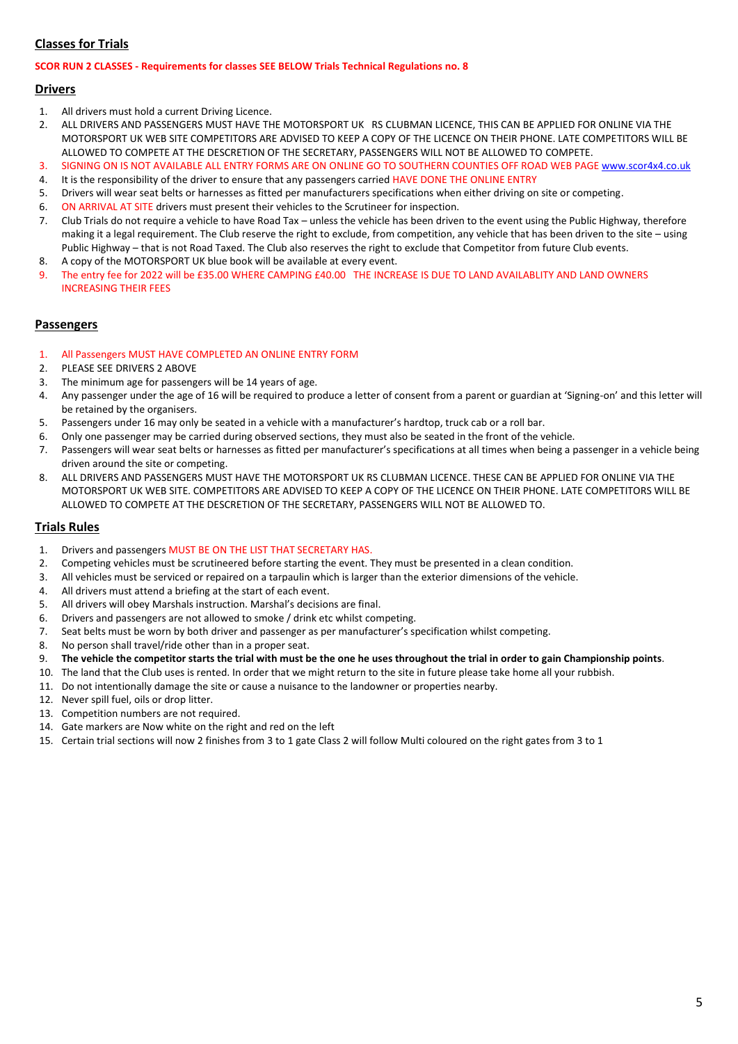## Classes for Trials

**SCOR RUN 2 CLASSES - Requirements for classes SEE BELOW Trials Technical Regulations no. 8**

### Drivers

1. All drivers must hold a current Driving Licence.
2. ALL DRIVERS AND PASSENGERS MUST HAVE THE MOTORSPORT UK RS CLUBMAN LICENCE, THIS CAN BE APPLIED FOR ONLINE VIA THE MOTORSPORT UK WEB SITE COMPETITORS ARE ADVISED TO KEEP A COPY OF THE LICENCE ON THEIR PHONE. LATE COMPETITORS WILL BE ALLOWED TO COMPETE AT THE DESCRETION OF THE SECRETARY, PASSENGERS WILL NOT BE ALLOWED TO COMPETE.
3. SIGNING ON IS NOT AVAILABLE ALL ENTRY FORMS ARE ON ONLINE GO TO SOUTHERN COUNTIES OFF ROAD WEB PAGE www.scor4x4.co.uk
4. It is the responsibility of the driver to ensure that any passengers carried HAVE DONE THE ONLINE ENTRY
5. Drivers will wear seat belts or harnesses as fitted per manufacturers specifications when either driving on site or competing.
6. ON ARRIVAL AT SITE drivers must present their vehicles to the Scrutineer for inspection.
7. Club Trials do not require a vehicle to have Road Tax – unless the vehicle has been driven to the event using the Public Highway, therefore making it a legal requirement. The Club reserve the right to exclude, from competition, any vehicle that has been driven to the site – using Public Highway – that is not Road Taxed. The Club also reserves the right to exclude that Competitor from future Club events.
8. A copy of the MOTORSPORT UK blue book will be available at every event.
9. The entry fee for 2022 will be £35.00 WHERE CAMPING £40.00 THE INCREASE IS DUE TO LAND AVAILABLITY AND LAND OWNERS INCREASING THEIR FEES

### Passengers

1. All Passengers MUST HAVE COMPLETED AN ONLINE ENTRY FORM
2. PLEASE SEE DRIVERS 2 ABOVE
3. The minimum age for passengers will be 14 years of age.
4. Any passenger under the age of 16 will be required to produce a letter of consent from a parent or guardian at 'Signing-on' and this letter will be retained by the organisers.
5. Passengers under 16 may only be seated in a vehicle with a manufacturer's hardtop, truck cab or a roll bar.
6. Only one passenger may be carried during observed sections, they must also be seated in the front of the vehicle.
7. Passengers will wear seat belts or harnesses as fitted per manufacturer's specifications at all times when being a passenger in a vehicle being driven around the site or competing.
8. ALL DRIVERS AND PASSENGERS MUST HAVE THE MOTORSPORT UK RS CLUBMAN LICENCE. THESE CAN BE APPLIED FOR ONLINE VIA THE MOTORSPORT UK WEB SITE. COMPETITORS ARE ADVISED TO KEEP A COPY OF THE LICENCE ON THEIR PHONE. LATE COMPETITORS WILL BE ALLOWED TO COMPETE AT THE DESCRETION OF THE SECRETARY, PASSENGERS WILL NOT BE ALLOWED TO.

### Trials Rules

1. Drivers and passengers MUST BE ON THE LIST THAT SECRETARY HAS.
2. Competing vehicles must be scrutineered before starting the event. They must be presented in a clean condition.
3. All vehicles must be serviced or repaired on a tarpaulin which is larger than the exterior dimensions of the vehicle.
4. All drivers must attend a briefing at the start of each event.
5. All drivers will obey Marshals instruction. Marshal's decisions are final.
6. Drivers and passengers are not allowed to smoke / drink etc whilst competing.
7. Seat belts must be worn by both driver and passenger as per manufacturer's specification whilst competing.
8. No person shall travel/ride other than in a proper seat.
9. **The vehicle the competitor starts the trial with must be the one he uses throughout the trial in order to gain Championship points**.
10. The land that the Club uses is rented. In order that we might return to the site in future please take home all your rubbish.
11. Do not intentionally damage the site or cause a nuisance to the landowner or properties nearby.
12. Never spill fuel, oils or drop litter.
13. Competition numbers are not required.
14. Gate markers are Now white on the right and red on the left
15. Certain trial sections will now 2 finishes from 3 to 1 gate Class 2 will follow Multi coloured on the right gates from 3 to 1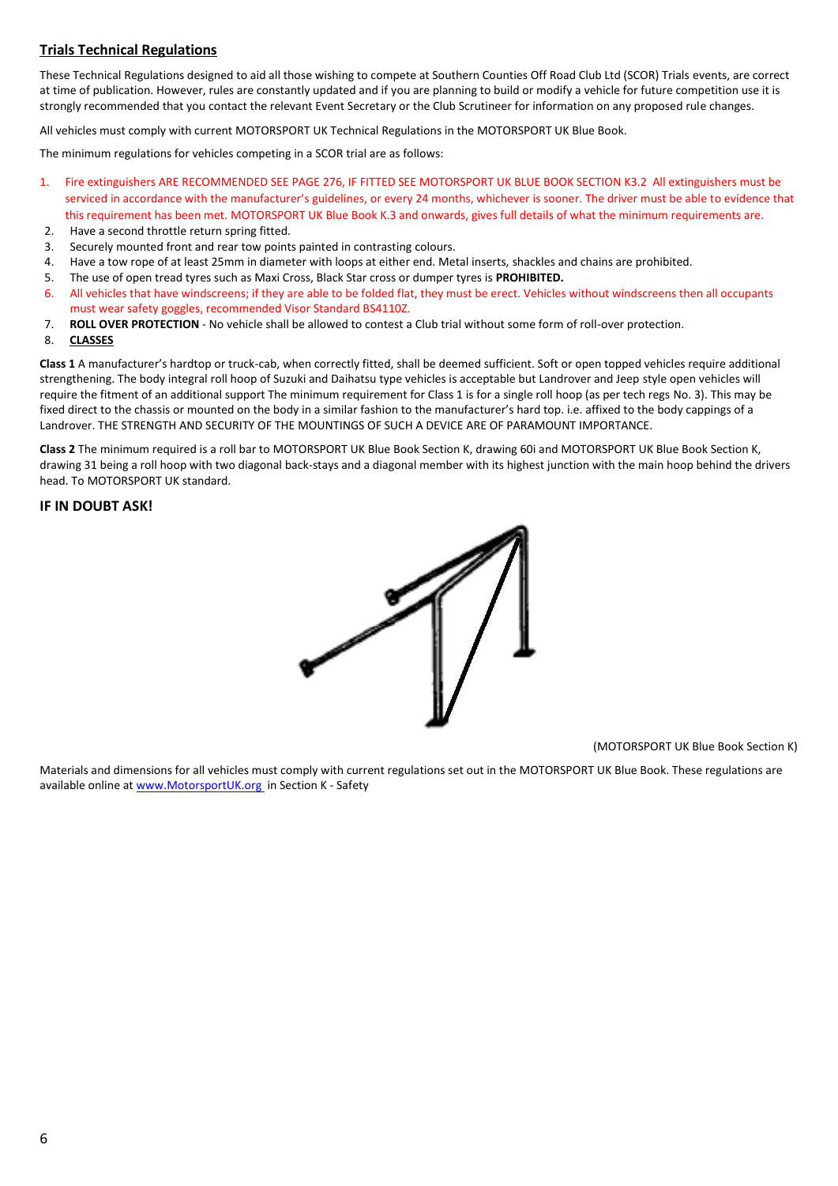## Trials Technical Regulations

These Technical Regulations designed to aid all those wishing to compete at Southern Counties Off Road Club Ltd (SCOR) Trials events, are correct at time of publication. However, rules are constantly updated and if you are planning to build or modify a vehicle for future competition use it is strongly recommended that you contact the relevant Event Secretary or the Club Scrutineer for information on any proposed rule changes.

All vehicles must comply with current MOTORSPORT UK Technical Regulations in the MOTORSPORT UK Blue Book.

The minimum regulations for vehicles competing in a SCOR trial are as follows:

1. Fire extinguishers ARE RECOMMENDED SEE PAGE 276, IF FITTED SEE MOTORSPORT UK BLUE BOOK SECTION K3.2 All extinguishers must be serviced in accordance with the manufacturer's guidelines, or every 24 months, whichever is sooner. The driver must be able to evidence that this requirement has been met. MOTORSPORT UK Blue Book K.3 and onwards, gives full details of what the minimum requirements are.
2. Have a second throttle return spring fitted.
3. Securely mounted front and rear tow points painted in contrasting colours.
4. Have a tow rope of at least 25mm in diameter with loops at either end. Metal inserts, shackles and chains are prohibited.
5. The use of open tread tyres such as Maxi Cross, Black Star cross or dumper tyres is **PROHIBITED.**
6. All vehicles that have windscreens; if they are able to be folded flat, they must be erect. Vehicles without windscreens then all occupants must wear safety goggles, recommended Visor Standard BS4110Z.
7. **ROLL OVER PROTECTION** - No vehicle shall be allowed to contest a Club trial without some form of roll-over protection.
8. **CLASSES**

**Class 1** A manufacturer's hardtop or truck-cab, when correctly fitted, shall be deemed sufficient. Soft or open topped vehicles require additional strengthening. The body integral roll hoop of Suzuki and Daihatsu type vehicles is acceptable but Landrover and Jeep style open vehicles will require the fitment of an additional support The minimum requirement for Class 1 is for a single roll hoop (as per tech regs No. 3). This may be fixed direct to the chassis or mounted on the body in a similar fashion to the manufacturer's hard top. i.e. affixed to the body cappings of a Landrover. THE STRENGTH AND SECURITY OF THE MOUNTINGS OF SUCH A DEVICE ARE OF PARAMOUNT IMPORTANCE.

**Class 2** The minimum required is a roll bar to MOTORSPORT UK Blue Book Section K, drawing 60i and MOTORSPORT UK Blue Book Section K, drawing 31 being a roll hoop with two diagonal back-stays and a diagonal member with its highest junction with the main hoop behind the drivers head. To MOTORSPORT UK standard.

**IF IN DOUBT ASK!**

(MOTORSPORT UK Blue Book Section K)

Materials and dimensions for all vehicles must comply with current regulations set out in the MOTORSPORT UK Blue Book. These regulations are available online at www.MotorsportUK.org in Section K - Safety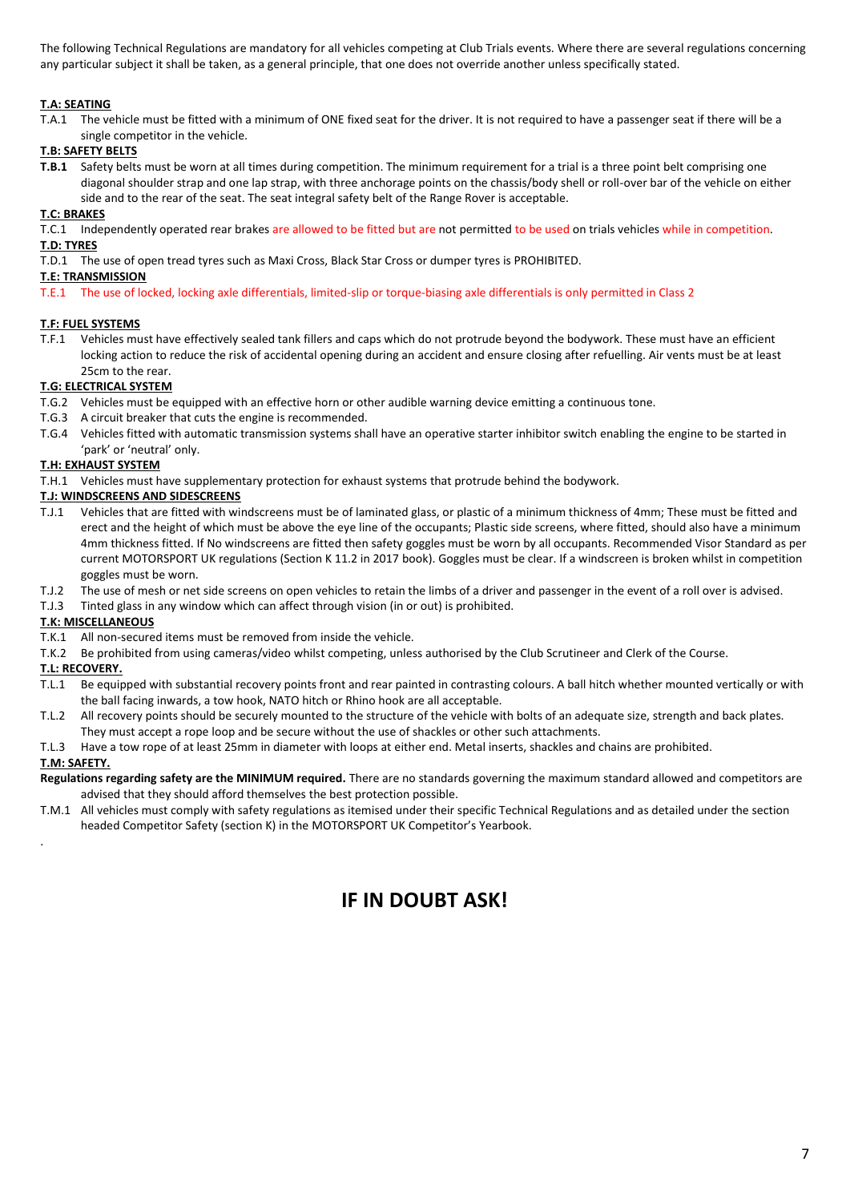The following Technical Regulations are mandatory for all vehicles competing at Club Trials events. Where there are several regulations concerning any particular subject it shall be taken, as a general principle, that one does not override another unless specifically stated.

**T.A: SEATING**

T.A.1 The vehicle must be fitted with a minimum of ONE fixed seat for the driver. It is not required to have a passenger seat if there will be a single competitor in the vehicle.

**T.B: SAFETY BELTS**

**T.B.1** Safety belts must be worn at all times during competition. The minimum requirement for a trial is a three point belt comprising one diagonal shoulder strap and one lap strap, with three anchorage points on the chassis/body shell or roll-over bar of the vehicle on either side and to the rear of the seat. The seat integral safety belt of the Range Rover is acceptable.

**T.C: BRAKES**

T.C.1 Independently operated rear brakes are allowed to be fitted but are not permitted to be used on trials vehicles while in competition.

**T.D: TYRES**

T.D.1 The use of open tread tyres such as Maxi Cross, Black Star Cross or dumper tyres is PROHIBITED.

**T.E: TRANSMISSION**

T.E.1 The use of locked, locking axle differentials, limited-slip or torque-biasing axle differentials is only permitted in Class 2

**T.F: FUEL SYSTEMS**

T.F.1 Vehicles must have effectively sealed tank fillers and caps which do not protrude beyond the bodywork. These must have an efficient locking action to reduce the risk of accidental opening during an accident and ensure closing after refuelling. Air vents must be at least 25cm to the rear.

**T.G: ELECTRICAL SYSTEM**

T.G.2 Vehicles must be equipped with an effective horn or other audible warning device emitting a continuous tone.

T.G.3 A circuit breaker that cuts the engine is recommended.

T.G.4 Vehicles fitted with automatic transmission systems shall have an operative starter inhibitor switch enabling the engine to be started in 'park' or 'neutral' only.

**T.H: EXHAUST SYSTEM**

T.H.1 Vehicles must have supplementary protection for exhaust systems that protrude behind the bodywork.

**T.J: WINDSCREENS AND SIDESCREENS**

T.J.1 Vehicles that are fitted with windscreens must be of laminated glass, or plastic of a minimum thickness of 4mm; These must be fitted and erect and the height of which must be above the eye line of the occupants; Plastic side screens, where fitted, should also have a minimum 4mm thickness fitted. If No windscreens are fitted then safety goggles must be worn by all occupants. Recommended Visor Standard as per current MOTORSPORT UK regulations (Section K 11.2 in 2017 book). Goggles must be clear. If a windscreen is broken whilst in competition goggles must be worn.

T.J.2 The use of mesh or net side screens on open vehicles to retain the limbs of a driver and passenger in the event of a roll over is advised.

T.J.3 Tinted glass in any window which can affect through vision (in or out) is prohibited.

**T.K: MISCELLANEOUS**

T.K.1 All non-secured items must be removed from inside the vehicle.

T.K.2 Be prohibited from using cameras/video whilst competing, unless authorised by the Club Scrutineer and Clerk of the Course.

**T.L: RECOVERY.**

T.L.1 Be equipped with substantial recovery points front and rear painted in contrasting colours. A ball hitch whether mounted vertically or with the ball facing inwards, a tow hook, NATO hitch or Rhino hook are all acceptable.

T.L.2 All recovery points should be securely mounted to the structure of the vehicle with bolts of an adequate size, strength and back plates. They must accept a rope loop and be secure without the use of shackles or other such attachments.

T.L.3 Have a tow rope of at least 25mm in diameter with loops at either end. Metal inserts, shackles and chains are prohibited.

**T.M: SAFETY.**

**Regulations regarding safety are the MINIMUM required.** There are no standards governing the maximum standard allowed and competitors are advised that they should afford themselves the best protection possible.

T.M.1 All vehicles must comply with safety regulations as itemised under their specific Technical Regulations and as detailed under the section headed Competitor Safety (section K) in the MOTORSPORT UK Competitor's Yearbook.

.

# IF IN DOUBT ASK!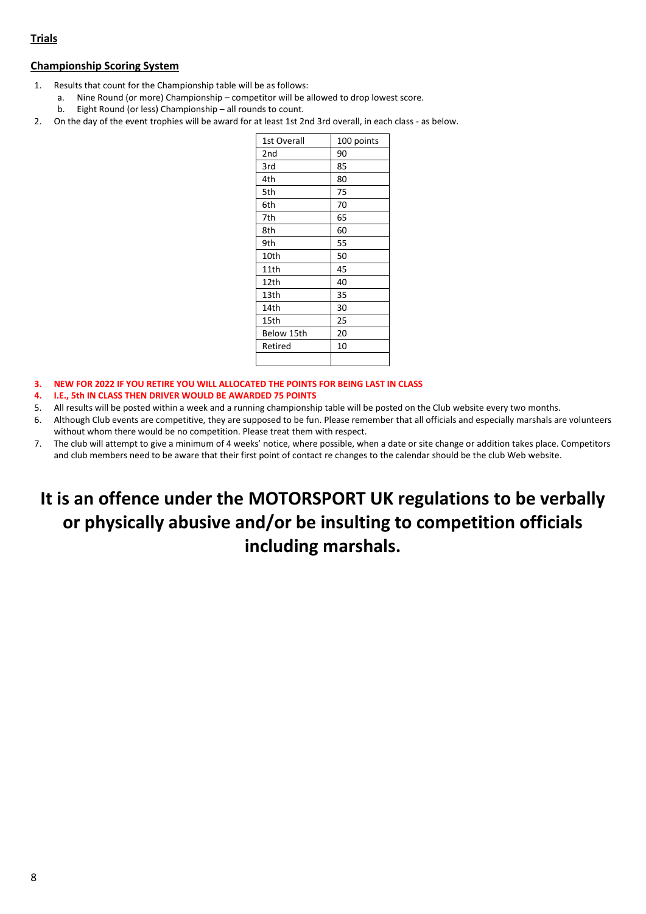## Trials

### Championship Scoring System

1. Results that count for the Championship table will be as follows:
   a. Nine Round (or more) Championship – competitor will be allowed to drop lowest score.
   b. Eight Round (or less) Championship – all rounds to count.
2. On the day of the event trophies will be award for at least 1st 2nd 3rd overall, in each class - as below.

| | |
|---|---|
| 1st Overall | 100 points |
| 2nd | 90 |
| 3rd | 85 |
| 4th | 80 |
| 5th | 75 |
| 6th | 70 |
| 7th | 65 |
| 8th | 60 |
| 9th | 55 |
| 10th | 50 |
| 11th | 45 |
| 12th | 40 |
| 13th | 35 |
| 14th | 30 |
| 15th | 25 |
| Below 15th | 20 |
| Retired | 10 |
| | |

3. **NEW FOR 2022 IF YOU RETIRE YOU WILL ALLOCATED THE POINTS FOR BEING LAST IN CLASS**
4. **I.E., 5th IN CLASS THEN DRIVER WOULD BE AWARDED 75 POINTS**
5. All results will be posted within a week and a running championship table will be posted on the Club website every two months.
6. Although Club events are competitive, they are supposed to be fun. Please remember that all officials and especially marshals are volunteers without whom there would be no competition. Please treat them with respect.
7. The club will attempt to give a minimum of 4 weeks' notice, where possible, when a date or site change or addition takes place. Competitors and club members need to be aware that their first point of contact re changes to the calendar should be the club Web website.

# It is an offence under the MOTORSPORT UK regulations to be verbally or physically abusive and/or be insulting to competition officials including marshals.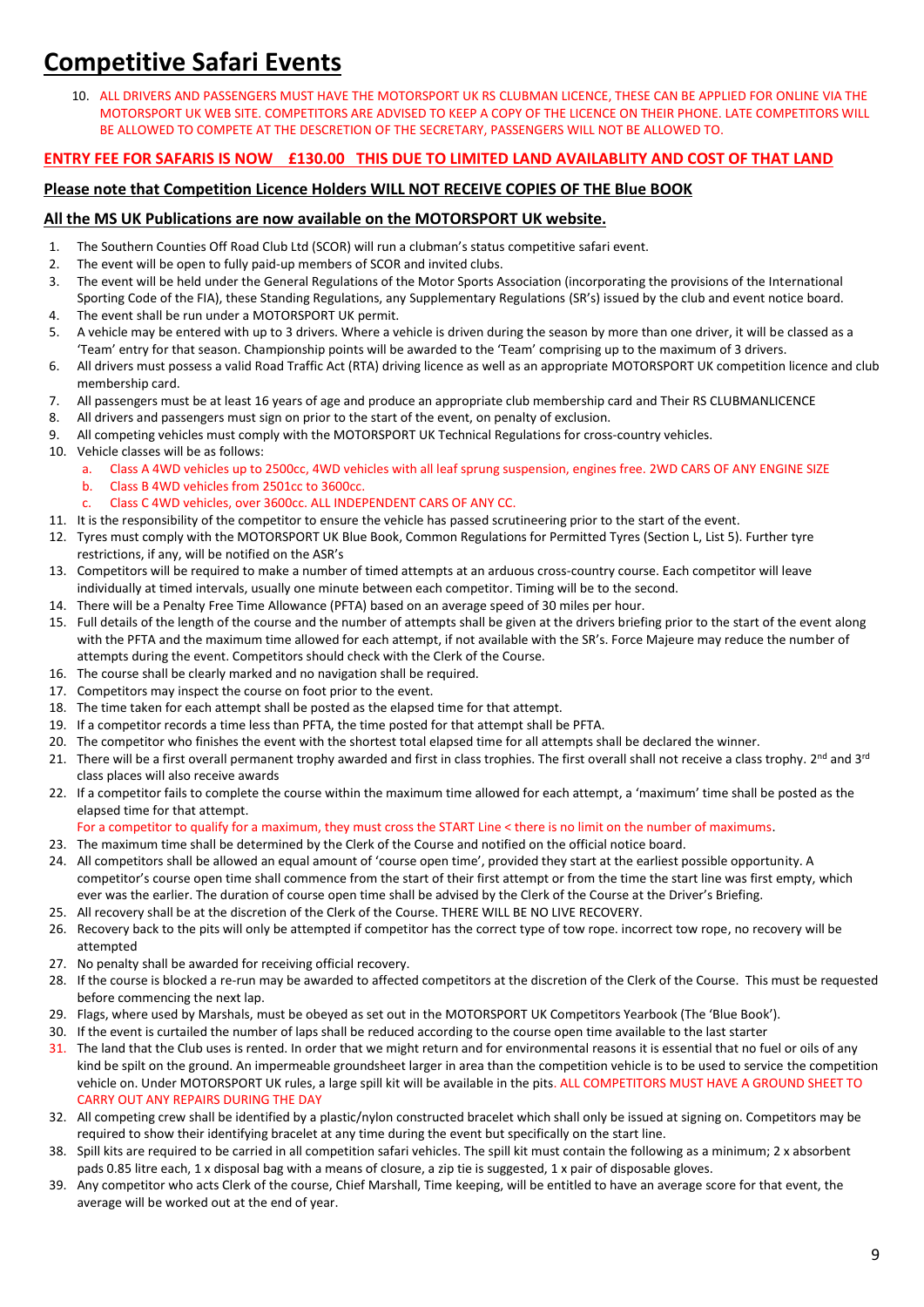# Competitive Safari Events

10. ALL DRIVERS AND PASSENGERS MUST HAVE THE MOTORSPORT UK RS CLUBMAN LICENCE, THESE CAN BE APPLIED FOR ONLINE VIA THE MOTORSPORT UK WEB SITE. COMPETITORS ARE ADVISED TO KEEP A COPY OF THE LICENCE ON THEIR PHONE. LATE COMPETITORS WILL BE ALLOWED TO COMPETE AT THE DESCRETION OF THE SECRETARY, PASSENGERS WILL NOT BE ALLOWED TO.

**ENTRY FEE FOR SAFARIS IS NOW £130.00 THIS DUE TO LIMITED LAND AVAILABLITY AND COST OF THAT LAND**

**Please note that Competition Licence Holders WILL NOT RECEIVE COPIES OF THE Blue BOOK**

**All the MS UK Publications are now available on the MOTORSPORT UK website.**

1. The Southern Counties Off Road Club Ltd (SCOR) will run a clubman's status competitive safari event.
2. The event will be open to fully paid-up members of SCOR and invited clubs.
3. The event will be held under the General Regulations of the Motor Sports Association (incorporating the provisions of the International Sporting Code of the FIA), these Standing Regulations, any Supplementary Regulations (SR's) issued by the club and event notice board.
4. The event shall be run under a MOTORSPORT UK permit.
5. A vehicle may be entered with up to 3 drivers. Where a vehicle is driven during the season by more than one driver, it will be classed as a 'Team' entry for that season. Championship points will be awarded to the 'Team' comprising up to the maximum of 3 drivers.
6. All drivers must possess a valid Road Traffic Act (RTA) driving licence as well as an appropriate MOTORSPORT UK competition licence and club membership card.
7. All passengers must be at least 16 years of age and produce an appropriate club membership card and Their RS CLUBMANLICENCE
8. All drivers and passengers must sign on prior to the start of the event, on penalty of exclusion.
9. All competing vehicles must comply with the MOTORSPORT UK Technical Regulations for cross-country vehicles.
10. Vehicle classes will be as follows:
    a. Class A 4WD vehicles up to 2500cc, 4WD vehicles with all leaf sprung suspension, engines free. 2WD CARS OF ANY ENGINE SIZE
    b. Class B 4WD vehicles from 2501cc to 3600cc.
    c. Class C 4WD vehicles, over 3600cc. ALL INDEPENDENT CARS OF ANY CC.
11. It is the responsibility of the competitor to ensure the vehicle has passed scrutineering prior to the start of the event.
12. Tyres must comply with the MOTORSPORT UK Blue Book, Common Regulations for Permitted Tyres (Section L, List 5). Further tyre restrictions, if any, will be notified on the ASR's
13. Competitors will be required to make a number of timed attempts at an arduous cross-country course. Each competitor will leave individually at timed intervals, usually one minute between each competitor. Timing will be to the second.
14. There will be a Penalty Free Time Allowance (PFTA) based on an average speed of 30 miles per hour.
15. Full details of the length of the course and the number of attempts shall be given at the drivers briefing prior to the start of the event along with the PFTA and the maximum time allowed for each attempt, if not available with the SR's. Force Majeure may reduce the number of attempts during the event. Competitors should check with the Clerk of the Course.
16. The course shall be clearly marked and no navigation shall be required.
17. Competitors may inspect the course on foot prior to the event.
18. The time taken for each attempt shall be posted as the elapsed time for that attempt.
19. If a competitor records a time less than PFTA, the time posted for that attempt shall be PFTA.
20. The competitor who finishes the event with the shortest total elapsed time for all attempts shall be declared the winner.
21. There will be a first overall permanent trophy awarded and first in class trophies. The first overall shall not receive a class trophy. 2nd and 3rd class places will also receive awards
22. If a competitor fails to complete the course within the maximum time allowed for each attempt, a 'maximum' time shall be posted as the elapsed time for that attempt.
    For a competitor to qualify for a maximum, they must cross the START Line < there is no limit on the number of maximums.
23. The maximum time shall be determined by the Clerk of the Course and notified on the official notice board.
24. All competitors shall be allowed an equal amount of 'course open time', provided they start at the earliest possible opportunity. A competitor's course open time shall commence from the start of their first attempt or from the time the start line was first empty, which ever was the earlier. The duration of course open time shall be advised by the Clerk of the Course at the Driver's Briefing.
25. All recovery shall be at the discretion of the Clerk of the Course. THERE WILL BE NO LIVE RECOVERY.
26. Recovery back to the pits will only be attempted if competitor has the correct type of tow rope. incorrect tow rope, no recovery will be attempted
27. No penalty shall be awarded for receiving official recovery.
28. If the course is blocked a re-run may be awarded to affected competitors at the discretion of the Clerk of the Course. This must be requested before commencing the next lap.
29. Flags, where used by Marshals, must be obeyed as set out in the MOTORSPORT UK Competitors Yearbook (The 'Blue Book').
30. If the event is curtailed the number of laps shall be reduced according to the course open time available to the last starter
31. The land that the Club uses is rented. In order that we might return and for environmental reasons it is essential that no fuel or oils of any kind be spilt on the ground. An impermeable groundsheet larger in area than the competition vehicle is to be used to service the competition vehicle on. Under MOTORSPORT UK rules, a large spill kit will be available in the pits. ALL COMPETITORS MUST HAVE A GROUND SHEET TO CARRY OUT ANY REPAIRS DURING THE DAY
32. All competing crew shall be identified by a plastic/nylon constructed bracelet which shall only be issued at signing on. Competitors may be required to show their identifying bracelet at any time during the event but specifically on the start line.
38. Spill kits are required to be carried in all competition safari vehicles. The spill kit must contain the following as a minimum; 2 x absorbent pads 0.85 litre each, 1 x disposal bag with a means of closure, a zip tie is suggested, 1 x pair of disposable gloves.
39. Any competitor who acts Clerk of the course, Chief Marshall, Time keeping, will be entitled to have an average score for that event, the average will be worked out at the end of year.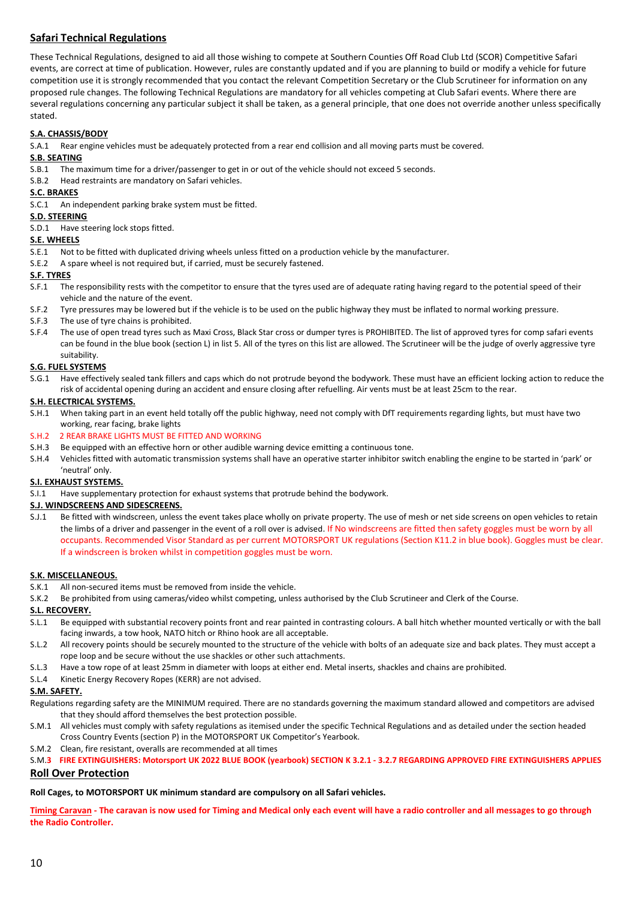## Safari Technical Regulations

These Technical Regulations, designed to aid all those wishing to compete at Southern Counties Off Road Club Ltd (SCOR) Competitive Safari events, are correct at time of publication. However, rules are constantly updated and if you are planning to build or modify a vehicle for future competition use it is strongly recommended that you contact the relevant Competition Secretary or the Club Scrutineer for information on any proposed rule changes. The following Technical Regulations are mandatory for all vehicles competing at Club Safari events. Where there are several regulations concerning any particular subject it shall be taken, as a general principle, that one does not override another unless specifically stated.

**S.A. CHASSIS/BODY**

S.A.1 Rear engine vehicles must be adequately protected from a rear end collision and all moving parts must be covered.

**S.B. SEATING**

S.B.1 The maximum time for a driver/passenger to get in or out of the vehicle should not exceed 5 seconds.

S.B.2 Head restraints are mandatory on Safari vehicles.

**S.C. BRAKES**

S.C.1 An independent parking brake system must be fitted.

**S.D. STEERING**

S.D.1 Have steering lock stops fitted.

**S.E. WHEELS**

S.E.1 Not to be fitted with duplicated driving wheels unless fitted on a production vehicle by the manufacturer.

S.E.2 A spare wheel is not required but, if carried, must be securely fastened.

**S.F. TYRES**

S.F.1 The responsibility rests with the competitor to ensure that the tyres used are of adequate rating having regard to the potential speed of their vehicle and the nature of the event.

S.F.2 Tyre pressures may be lowered but if the vehicle is to be used on the public highway they must be inflated to normal working pressure.

S.F.3 The use of tyre chains is prohibited.

S.F.4 The use of open tread tyres such as Maxi Cross, Black Star cross or dumper tyres is PROHIBITED. The list of approved tyres for comp safari events can be found in the blue book (section L) in list 5. All of the tyres on this list are allowed. The Scrutineer will be the judge of overly aggressive tyre suitability.

**S.G. FUEL SYSTEMS**

S.G.1 Have effectively sealed tank fillers and caps which do not protrude beyond the bodywork. These must have an efficient locking action to reduce the risk of accidental opening during an accident and ensure closing after refuelling. Air vents must be at least 25cm to the rear.

**S.H. ELECTRICAL SYSTEMS.**

S.H.1 When taking part in an event held totally off the public highway, need not comply with DfT requirements regarding lights, but must have two working, rear facing, brake lights

S.H.2 2 REAR BRAKE LIGHTS MUST BE FITTED AND WORKING

S.H.3 Be equipped with an effective horn or other audible warning device emitting a continuous tone.

S.H.4 Vehicles fitted with automatic transmission systems shall have an operative starter inhibitor switch enabling the engine to be started in 'park' or 'neutral' only.

**S.I. EXHAUST SYSTEMS.**

S.I.1 Have supplementary protection for exhaust systems that protrude behind the bodywork.

**S.J. WINDSCREENS AND SIDESCREENS.**

S.J.1 Be fitted with windscreen, unless the event takes place wholly on private property. The use of mesh or net side screens on open vehicles to retain the limbs of a driver and passenger in the event of a roll over is advised. If No windscreens are fitted then safety goggles must be worn by all occupants. Recommended Visor Standard as per current MOTORSPORT UK regulations (Section K11.2 in blue book). Goggles must be clear. If a windscreen is broken whilst in competition goggles must be worn.

**S.K. MISCELLANEOUS.**

S.K.1 All non-secured items must be removed from inside the vehicle.

S.K.2 Be prohibited from using cameras/video whilst competing, unless authorised by the Club Scrutineer and Clerk of the Course.

**S.L. RECOVERY.**

S.L.1 Be equipped with substantial recovery points front and rear painted in contrasting colours. A ball hitch whether mounted vertically or with the ball facing inwards, a tow hook, NATO hitch or Rhino hook are all acceptable.

S.L.2 All recovery points should be securely mounted to the structure of the vehicle with bolts of an adequate size and back plates. They must accept a rope loop and be secure without the use shackles or other such attachments.

S.L.3 Have a tow rope of at least 25mm in diameter with loops at either end. Metal inserts, shackles and chains are prohibited.

S.L.4 Kinetic Energy Recovery Ropes (KERR) are not advised.

**S.M. SAFETY.**

Regulations regarding safety are the MINIMUM required. There are no standards governing the maximum standard allowed and competitors are advised that they should afford themselves the best protection possible.

S.M.1 All vehicles must comply with safety regulations as itemised under the specific Technical Regulations and as detailed under the section headed Cross Country Events (section P) in the MOTORSPORT UK Competitor's Yearbook.

S.M.2 Clean, fire resistant, overalls are recommended at all times

S.M.**3 FIRE EXTINGUISHERS: Motorsport UK 2022 BLUE BOOK (yearbook) SECTION K 3.2.1 - 3.2.7 REGARDING APPROVED FIRE EXTINGUISHERS APPLIES**

## Roll Over Protection

**Roll Cages, to MOTORSPORT UK minimum standard are compulsory on all Safari vehicles.**

**Timing Caravan - The caravan is now used for Timing and Medical only each event will have a radio controller and all messages to go through the Radio Controller.**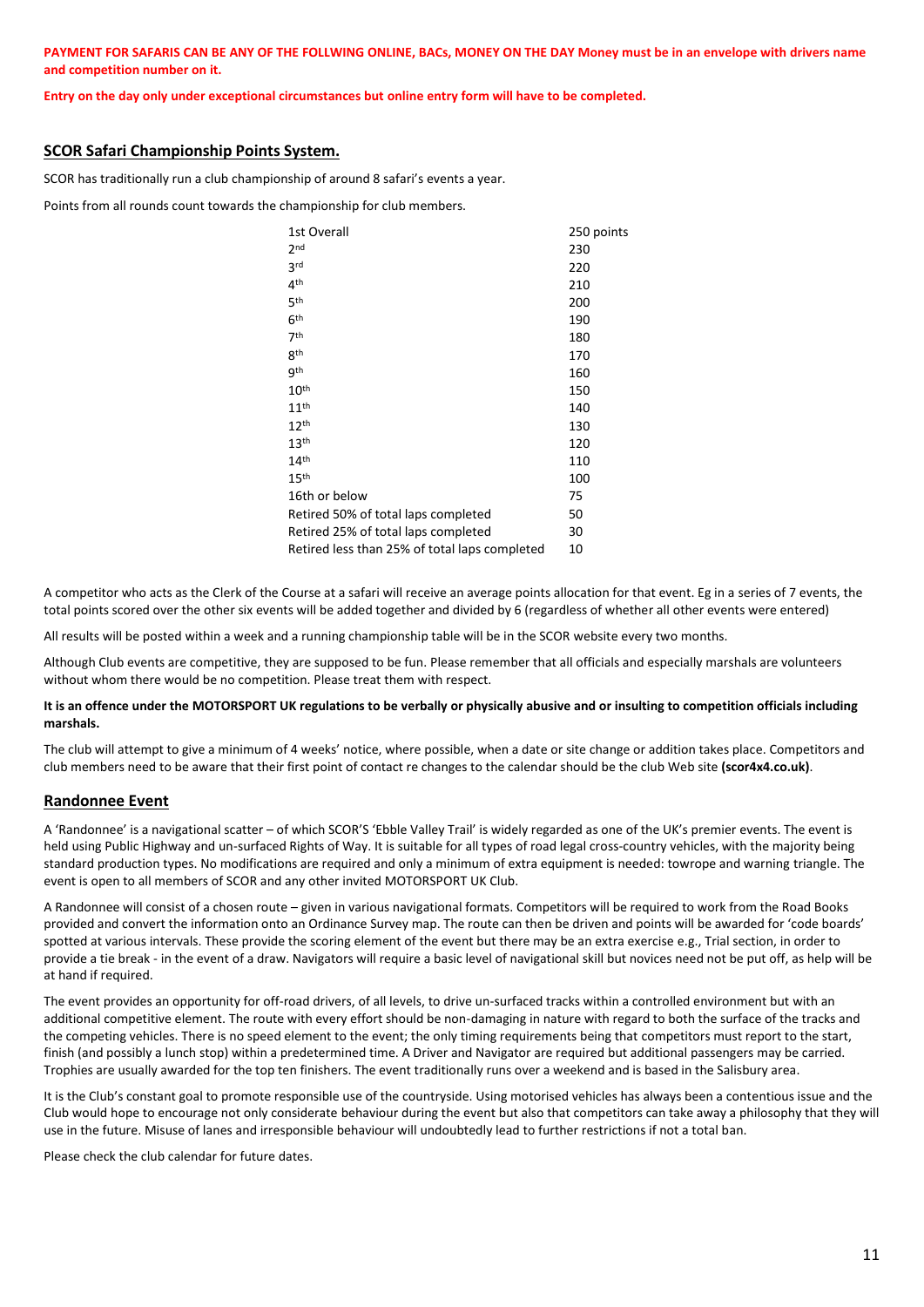**PAYMENT FOR SAFARIS CAN BE ANY OF THE FOLLWING ONLINE, BACs, MONEY ON THE DAY Money must be in an envelope with drivers name and competition number on it.**

**Entry on the day only under exceptional circumstances but online entry form will have to be completed.**

## SCOR Safari Championship Points System.

SCOR has traditionally run a club championship of around 8 safari's events a year.

Points from all rounds count towards the championship for club members.

| | |
|---|---|
| 1st Overall | 250 points |
| 2nd | 230 |
| 3rd | 220 |
| 4th | 210 |
| 5th | 200 |
| 6th | 190 |
| 7th | 180 |
| 8th | 170 |
| 9th | 160 |
| 10th | 150 |
| 11th | 140 |
| 12th | 130 |
| 13th | 120 |
| 14th | 110 |
| 15th | 100 |
| 16th or below | 75 |
| Retired 50% of total laps completed | 50 |
| Retired 25% of total laps completed | 30 |
| Retired less than 25% of total laps completed | 10 |

A competitor who acts as the Clerk of the Course at a safari will receive an average points allocation for that event. Eg in a series of 7 events, the total points scored over the other six events will be added together and divided by 6 (regardless of whether all other events were entered)

All results will be posted within a week and a running championship table will be in the SCOR website every two months.

Although Club events are competitive, they are supposed to be fun. Please remember that all officials and especially marshals are volunteers without whom there would be no competition. Please treat them with respect.

**It is an offence under the MOTORSPORT UK regulations to be verbally or physically abusive and or insulting to competition officials including marshals.**

The club will attempt to give a minimum of 4 weeks' notice, where possible, when a date or site change or addition takes place. Competitors and club members need to be aware that their first point of contact re changes to the calendar should be the club Web site **(scor4x4.co.uk)**.

## Randonnee Event

A 'Randonnee' is a navigational scatter – of which SCOR'S 'Ebble Valley Trail' is widely regarded as one of the UK's premier events. The event is held using Public Highway and un-surfaced Rights of Way. It is suitable for all types of road legal cross-country vehicles, with the majority being standard production types. No modifications are required and only a minimum of extra equipment is needed: towrope and warning triangle. The event is open to all members of SCOR and any other invited MOTORSPORT UK Club.

A Randonnee will consist of a chosen route – given in various navigational formats. Competitors will be required to work from the Road Books provided and convert the information onto an Ordinance Survey map. The route can then be driven and points will be awarded for 'code boards' spotted at various intervals. These provide the scoring element of the event but there may be an extra exercise e.g., Trial section, in order to provide a tie break - in the event of a draw. Navigators will require a basic level of navigational skill but novices need not be put off, as help will be at hand if required.

The event provides an opportunity for off-road drivers, of all levels, to drive un-surfaced tracks within a controlled environment but with an additional competitive element. The route with every effort should be non-damaging in nature with regard to both the surface of the tracks and the competing vehicles. There is no speed element to the event; the only timing requirements being that competitors must report to the start, finish (and possibly a lunch stop) within a predetermined time. A Driver and Navigator are required but additional passengers may be carried. Trophies are usually awarded for the top ten finishers. The event traditionally runs over a weekend and is based in the Salisbury area.

It is the Club's constant goal to promote responsible use of the countryside. Using motorised vehicles has always been a contentious issue and the Club would hope to encourage not only considerate behaviour during the event but also that competitors can take away a philosophy that they will use in the future. Misuse of lanes and irresponsible behaviour will undoubtedly lead to further restrictions if not a total ban.

Please check the club calendar for future dates.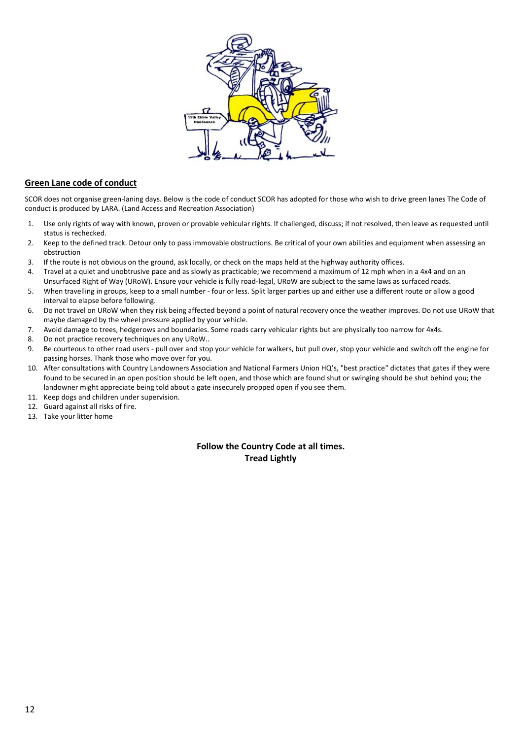## Green Lane code of conduct

SCOR does not organise green-laning days. Below is the code of conduct SCOR has adopted for those who wish to drive green lanes The Code of conduct is produced by LARA. (Land Access and Recreation Association)

1. Use only rights of way with known, proven or provable vehicular rights. If challenged, discuss; if not resolved, then leave as requested until status is rechecked.
2. Keep to the defined track. Detour only to pass immovable obstructions. Be critical of your own abilities and equipment when assessing an obstruction
3. If the route is not obvious on the ground, ask locally, or check on the maps held at the highway authority offices.
4. Travel at a quiet and unobtrusive pace and as slowly as practicable; we recommend a maximum of 12 mph when in a 4x4 and on an Unsurfaced Right of Way (URoW). Ensure your vehicle is fully road-legal, URoW are subject to the same laws as surfaced roads.
5. When travelling in groups, keep to a small number - four or less. Split larger parties up and either use a different route or allow a good interval to elapse before following.
6. Do not travel on URoW when they risk being affected beyond a point of natural recovery once the weather improves. Do not use URoW that maybe damaged by the wheel pressure applied by your vehicle.
7. Avoid damage to trees, hedgerows and boundaries. Some roads carry vehicular rights but are physically too narrow for 4x4s.
8. Do not practice recovery techniques on any URoW..
9. Be courteous to other road users - pull over and stop your vehicle for walkers, but pull over, stop your vehicle and switch off the engine for passing horses. Thank those who move over for you.
10. After consultations with Country Landowners Association and National Farmers Union HQ's, "best practice" dictates that gates if they were found to be secured in an open position should be left open, and those which are found shut or swinging should be shut behind you; the landowner might appreciate being told about a gate insecurely propped open if you see them.
11. Keep dogs and children under supervision.
12. Guard against all risks of fire.
13. Take your litter home

**Follow the Country Code at all times.**
**Tread Lightly**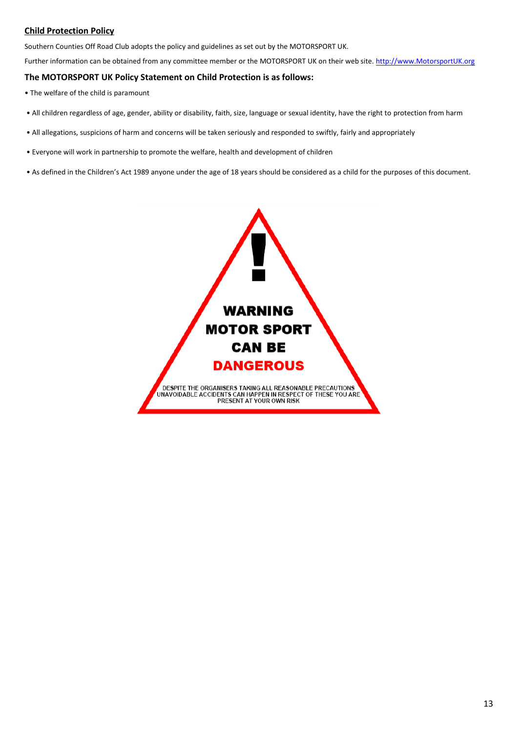## Child Protection Policy

Southern Counties Off Road Club adopts the policy and guidelines as set out by the MOTORSPORT UK.

Further information can be obtained from any committee member or the MOTORSPORT UK on their web site. http://www.MotorsportUK.org

### The MOTORSPORT UK Policy Statement on Child Protection is as follows:

- The welfare of the child is paramount
- All children regardless of age, gender, ability or disability, faith, size, language or sexual identity, have the right to protection from harm
- All allegations, suspicions of harm and concerns will be taken seriously and responded to swiftly, fairly and appropriately
- Everyone will work in partnership to promote the welfare, health and development of children
- As defined in the Children's Act 1989 anyone under the age of 18 years should be considered as a child for the purposes of this document.

**!**

**WARNING**
**MOTOR SPORT**
**CAN BE**
**DANGEROUS**

DESPITE THE ORGANISERS TAKING ALL REASONABLE PRECAUTIONS UNAVOIDABLE ACCIDENTS CAN HAPPEN IN RESPECT OF THESE YOU ARE PRESENT AT YOUR OWN RISK